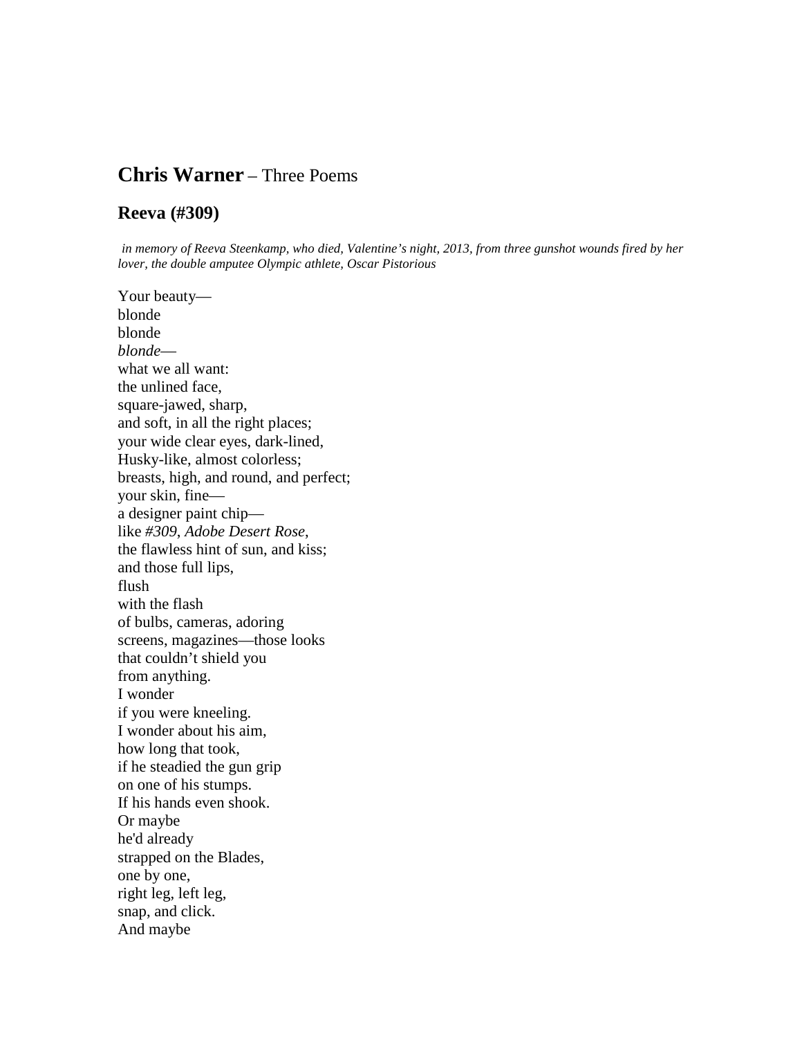## **Chris Warner** – Three Poems

### Reeva (#309)

*in memory of Reeva Steenkamp, who died, Valentine's night, 2013, from three gunshot wounds fired by her lover, the double amputee Olympic athlete, Oscar Pistorious*

Your beauty—  
blonde  
blonde  
*blonde*—  
what we all want:  
the unlined face,  
square-jawed, sharp,  
and soft, in all the right places;  
your wide clear eyes, dark-lined,  
Husky-like, almost colorless;  
breasts, high, and round, and perfect;  
your skin, fine—  
a designer paint chip—  
like *#309*, *Adobe Desert Rose*,  
the flawless hint of sun, and kiss;  
and those full lips,  
flush  
with the flash  
of bulbs, cameras, adoring  
screens, magazines—those looks  
that couldn't shield you  
from anything.  
I wonder  
if you were kneeling.  
I wonder about his aim,  
how long that took,  
if he steadied the gun grip  
on one of his stumps.  
If his hands even shook.  
Or maybe  
he'd already  
strapped on the Blades,  
one by one,  
right leg, left leg,  
snap, and click.  
And maybe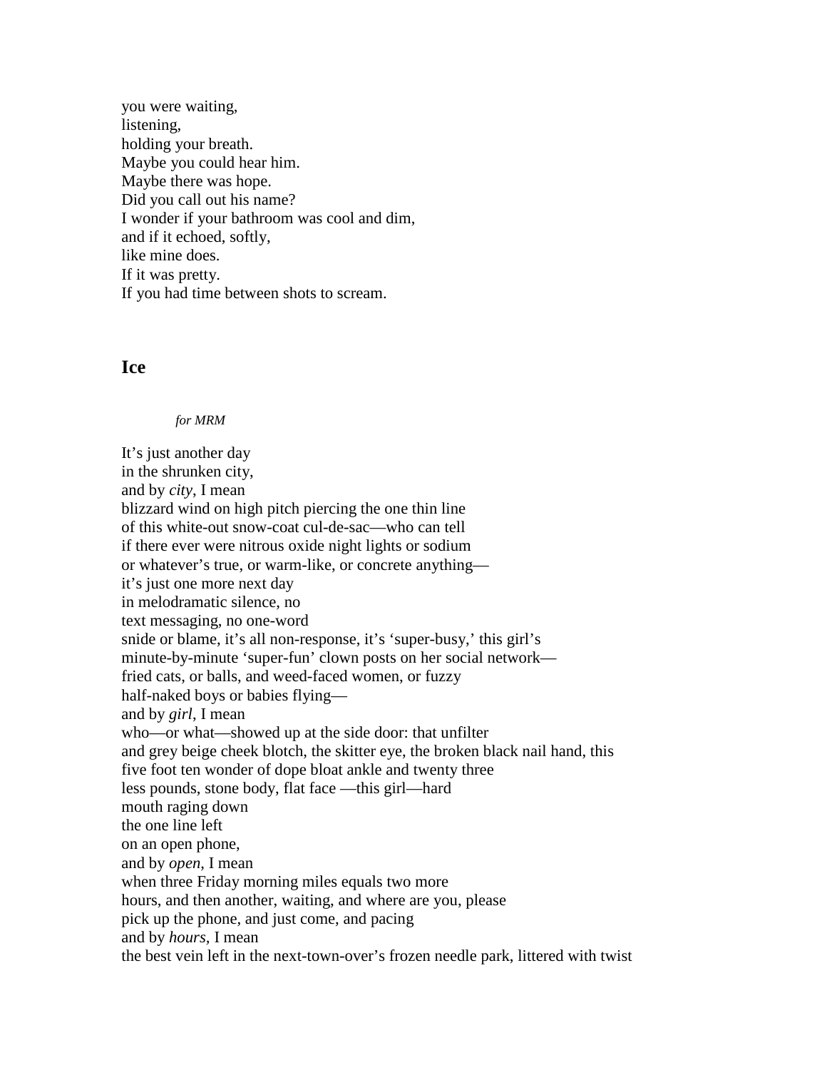you were waiting,
listening,
holding your breath.
Maybe you could hear him.
Maybe there was hope.
Did you call out his name?
I wonder if your bathroom was cool and dim,
and if it echoed, softly,
like mine does.
If it was pretty.
If you had time between shots to scream.

## Ice

*for MRM*

It's just another day
in the shrunken city,
and by *city*, I mean
blizzard wind on high pitch piercing the one thin line
of this white-out snow-coat cul-de-sac—who can tell
if there ever were nitrous oxide night lights or sodium
or whatever's true, or warm-like, or concrete anything—
it's just one more next day
in melodramatic silence, no
text messaging, no one-word
snide or blame, it's all non-response, it's 'super-busy,' this girl's
minute-by-minute 'super-fun' clown posts on her social network—
fried cats, or balls, and weed-faced women, or fuzzy
half-naked boys or babies flying—
and by *girl*, I mean
who—or what—showed up at the side door: that unfilter
and grey beige cheek blotch, the skitter eye, the broken black nail hand, this
five foot ten wonder of dope bloat ankle and twenty three
less pounds, stone body, flat face —this girl—hard
mouth raging down
the one line left
on an open phone,
and by *open*, I mean
when three Friday morning miles equals two more
hours, and then another, waiting, and where are you, please
pick up the phone, and just come, and pacing
and by *hours*, I mean
the best vein left in the next-town-over's frozen needle park, littered with twist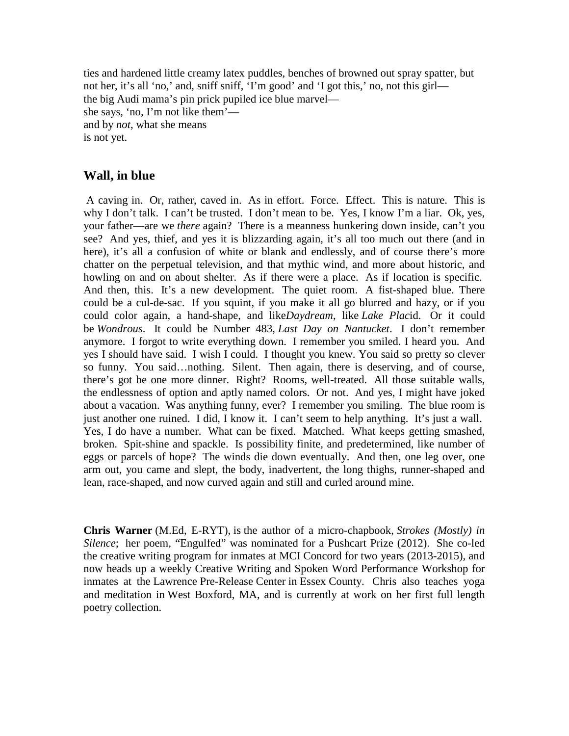ties and hardened little creamy latex puddles, benches of browned out spray spatter, but not her, it's all 'no,' and, sniff sniff, 'I'm good' and 'I got this,' no, not this girl—
the big Audi mama's pin prick pupiled ice blue marvel—
she says, 'no, I'm not like them'—
and by *not*, what she means
is not yet.

## Wall, in blue

A caving in. Or, rather, caved in. As in effort. Force. Effect. This is nature. This is why I don't talk. I can't be trusted. I don't mean to be. Yes, I know I'm a liar. Ok, yes, your father—are we *there* again? There is a meanness hunkering down inside, can't you see? And yes, thief, and yes it is blizzarding again, it's all too much out there (and in here), it's all a confusion of white or blank and endlessly, and of course there's more chatter on the perpetual television, and that mythic wind, and more about historic, and howling on and on about shelter. As if there were a place. As if location is specific. And then, this. It's a new development. The quiet room. A fist-shaped blue. There could be a cul-de-sac. If you squint, if you make it all go blurred and hazy, or if you could color again, a hand-shape, and like*Daydream*, like *Lake Plac*id. Or it could be *Wondrous*. It could be Number 483, *Last Day on Nantucket*. I don't remember anymore. I forgot to write everything down. I remember you smiled. I heard you. And yes I should have said. I wish I could. I thought you knew. You said so pretty so clever so funny. You said…nothing. Silent. Then again, there is deserving, and of course, there's got be one more dinner. Right? Rooms, well-treated. All those suitable walls, the endlessness of option and aptly named colors. Or not. And yes, I might have joked about a vacation. Was anything funny, ever? I remember you smiling. The blue room is just another one ruined. I did, I know it. I can't seem to help anything. It's just a wall. Yes, I do have a number. What can be fixed. Matched. What keeps getting smashed, broken. Spit-shine and spackle. Is possibility finite, and predetermined, like number of eggs or parcels of hope? The winds die down eventually. And then, one leg over, one arm out, you came and slept, the body, inadvertent, the long thighs, runner-shaped and lean, race-shaped, and now curved again and still and curled around mine.

**Chris Warner** (M.Ed, E-RYT), is the author of a micro-chapbook, *Strokes (Mostly) in Silence*; her poem, "Engulfed" was nominated for a Pushcart Prize (2012). She co-led the creative writing program for inmates at MCI Concord for two years (2013-2015), and now heads up a weekly Creative Writing and Spoken Word Performance Workshop for inmates at the Lawrence Pre-Release Center in Essex County. Chris also teaches yoga and meditation in West Boxford, MA, and is currently at work on her first full length poetry collection.